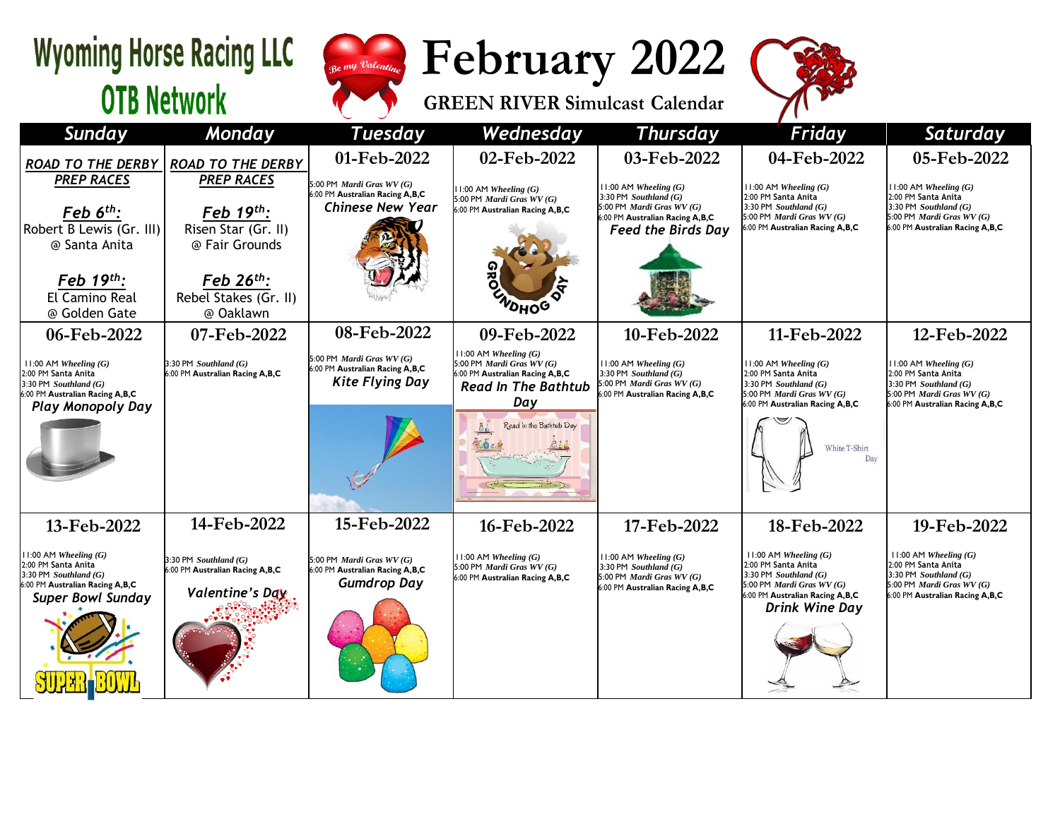# Wyoming Horse Racing LLC
## OTB Network

# February 2022
## GREEN RIVER Simulcast Calendar

| Sunday | Monday | Tuesday | Wednesday | Thursday | Friday | Saturday |
|---|---|---|---|---|---|---|
| ***ROAD TO THE DERBY PREP RACES*** <br> ***Feb 6th:*** Robert B Lewis (Gr. III) @ Santa Anita <br> ***Feb 19th:*** El Camino Real @ Golden Gate | ***ROAD TO THE DERBY PREP RACES*** <br> ***Feb 19th:*** Risen Star (Gr. II) @ Fair Grounds <br> ***Feb 26th:*** Rebel Stakes (Gr. II) @ Oaklawn | **01-Feb-2022** <br> 5:00 PM *Mardi Gras WV (G)* <br> 6:00 PM **Australian Racing A,B,C** <br> ***Chinese New Year*** | **02-Feb-2022** <br> 11:00 AM *Wheeling (G)* <br> 5:00 PM *Mardi Gras WV (G)* <br> 6:00 PM **Australian Racing A,B,C** <br> GROUNDHOG DAY | **03-Feb-2022** <br> 11:00 AM *Wheeling (G)* <br> 3:30 PM *Southland (G)* <br> 5:00 PM *Mardi Gras WV (G)* <br> 6:00 PM **Australian Racing A,B,C** <br> ***Feed the Birds Day*** | **04-Feb-2022** <br> 11:00 AM *Wheeling (G)* <br> 2:00 PM Santa Anita <br> 3:30 PM *Southland (G)* <br> 5:00 PM *Mardi Gras WV (G)* <br> 6:00 PM **Australian Racing A,B,C** | **05-Feb-2022** <br> 11:00 AM *Wheeling (G)* <br> 2:00 PM Santa Anita <br> 3:30 PM *Southland (G)* <br> 5:00 PM *Mardi Gras WV (G)* <br> 6:00 PM **Australian Racing A,B,C** |
| **06-Feb-2022** <br> 11:00 AM *Wheeling (G)* <br> 2:00 PM Santa Anita <br> 3:30 PM *Southland (G)* <br> 6:00 PM **Australian Racing A,B,C** <br> ***Play Monopoly Day*** | **07-Feb-2022** <br> 3:30 PM *Southland (G)* <br> 6:00 PM **Australian Racing A,B,C** | **08-Feb-2022** <br> 5:00 PM *Mardi Gras WV (G)* <br> 6:00 PM **Australian Racing A,B,C** <br> ***Kite Flying Day*** | **09-Feb-2022** <br> 11:00 AM *Wheeling (G)* <br> 5:00 PM *Mardi Gras WV (G)* <br> 6:00 PM **Australian Racing A,B,C** <br> ***Read In The Bathtub Day*** | **10-Feb-2022** <br> 11:00 AM *Wheeling (G)* <br> 3:30 PM *Southland (G)* <br> 5:00 PM *Mardi Gras WV (G)* <br> 6:00 PM **Australian Racing A,B,C** | **11-Feb-2022** <br> 11:00 AM *Wheeling (G)* <br> 2:00 PM Santa Anita <br> 3:30 PM *Southland (G)* <br> 5:00 PM *Mardi Gras WV (G)* <br> 6:00 PM **Australian Racing A,B,C** <br> White T-Shirt Day | **12-Feb-2022** <br> 11:00 AM *Wheeling (G)* <br> 2:00 PM Santa Anita <br> 3:30 PM *Southland (G)* <br> 5:00 PM *Mardi Gras WV (G)* <br> 6:00 PM **Australian Racing A,B,C** |
| **13-Feb-2022** <br> 11:00 AM *Wheeling (G)* <br> 2:00 PM Santa Anita <br> 3:30 PM *Southland (G)* <br> 6:00 PM **Australian Racing A,B,C** <br> ***Super Bowl Sunday*** | **14-Feb-2022** <br> 3:30 PM *Southland (G)* <br> 6:00 PM **Australian Racing A,B,C** <br> ***Valentine's Day*** | **15-Feb-2022** <br> 5:00 PM *Mardi Gras WV (G)* <br> 6:00 PM **Australian Racing A,B,C** <br> ***Gumdrop Day*** | **16-Feb-2022** <br> 11:00 AM *Wheeling (G)* <br> 5:00 PM *Mardi Gras WV (G)* <br> 6:00 PM **Australian Racing A,B,C** | **17-Feb-2022** <br> 11:00 AM *Wheeling (G)* <br> 3:30 PM *Southland (G)* <br> 5:00 PM *Mardi Gras WV (G)* <br> 6:00 PM **Australian Racing A,B,C** | **18-Feb-2022** <br> 11:00 AM *Wheeling (G)* <br> 2:00 PM Santa Anita <br> 3:30 PM *Southland (G)* <br> 5:00 PM *Mardi Gras WV (G)* <br> 6:00 PM **Australian Racing A,B,C** <br> ***Drink Wine Day*** | **19-Feb-2022** <br> 11:00 AM *Wheeling (G)* <br> 2:00 PM Santa Anita <br> 3:30 PM *Southland (G)* <br> 5:00 PM *Mardi Gras WV (G)* <br> 6:00 PM **Australian Racing A,B,C** |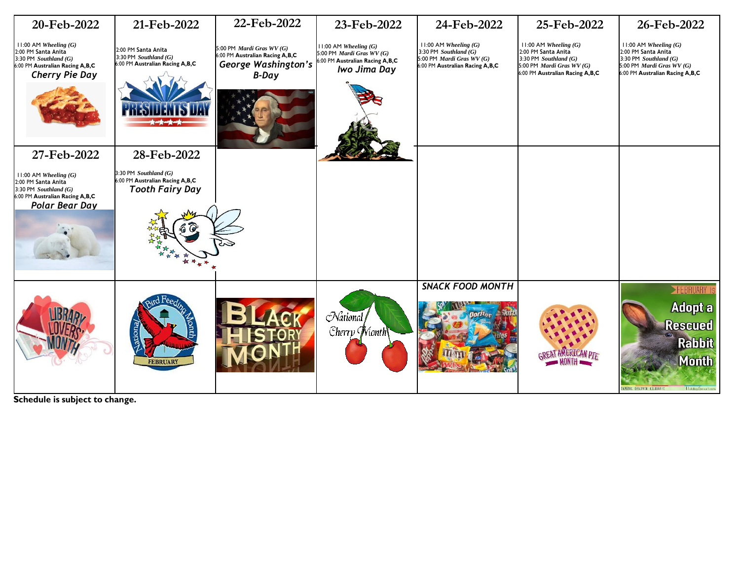| 20-Feb-2022 | 21-Feb-2022 | 22-Feb-2022 | 23-Feb-2022 | 24-Feb-2022 | 25-Feb-2022 | 26-Feb-2022 |
| --- | --- | --- | --- | --- | --- | --- |
| 11:00 AM *Wheeling (G)*<br>2:00 PM Santa Anita<br>3:30 PM *Southland (G)*<br>6:00 PM **Australian Racing A,B,C**<br>*Cherry Pie Day* | 2:00 PM Santa Anita<br>3:30 PM *Southland (G)*<br>6:00 PM **Australian Racing A,B,C** | 5:00 PM *Mardi Gras WV (G)*<br>6:00 PM **Australian Racing A,B,C**<br>*George Washington's B-Day* | 11:00 AM *Wheeling (G)*<br>5:00 PM *Mardi Gras WV (G)*<br>6:00 PM **Australian Racing A,B,C**<br>*Iwo Jima Day* | 11:00 AM *Wheeling (G)*<br>3:30 PM *Southland (G)*<br>5:00 PM *Mardi Gras WV (G)*<br>6:00 PM **Australian Racing A,B,C** | 11:00 AM *Wheeling (G)*<br>2:00 PM Santa Anita<br>3:30 PM *Southland (G)*<br>5:00 PM *Mardi Gras WV (G)*<br>6:00 PM **Australian Racing A,B,C** | 11:00 AM *Wheeling (G)*<br>2:00 PM Santa Anita<br>3:30 PM *Southland (G)*<br>5:00 PM *Mardi Gras WV (G)*<br>6:00 PM **Australian Racing A,B,C** |
| **27-Feb-2022**<br>11:00 AM *Wheeling (G)*<br>2:00 PM Santa Anita<br>3:30 PM *Southland (G)*<br>6:00 PM **Australian Racing A,B,C**<br>*Polar Bear Day* | **28-Feb-2022**<br>3:30 PM *Southland (G)*<br>6:00 PM **Australian Racing A,B,C**<br>*Tooth Fairy Day* | | | | | |
| | | | | *SNACK FOOD MONTH* | | |

**Schedule is subject to change.**